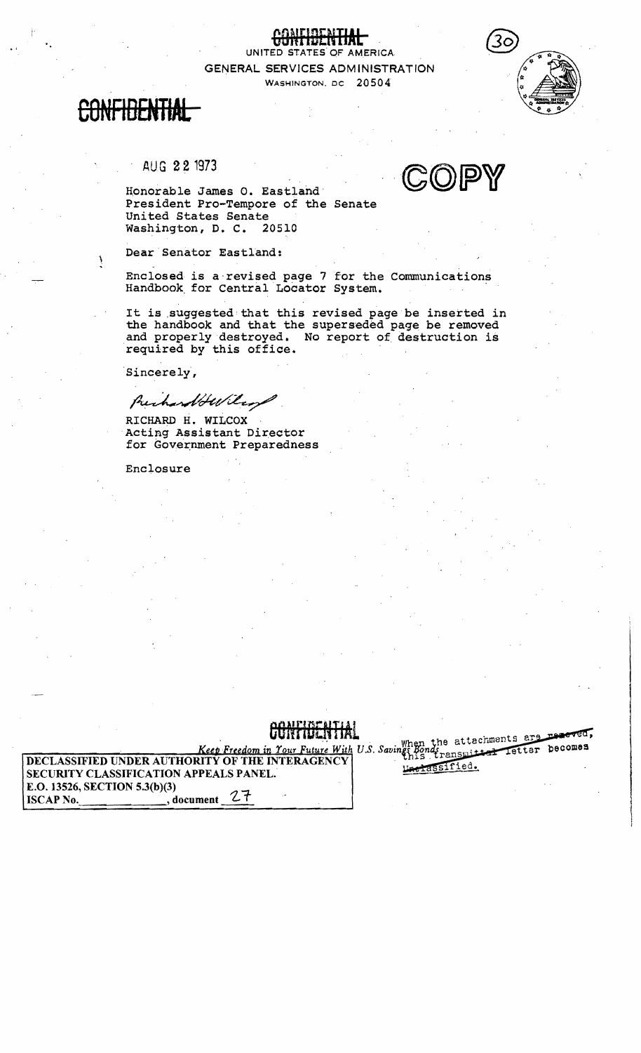CONFIDENTIAL

UNITED STATES OF AMERICA
GENERAL SERVICES ADMINISTRATION
WASHINGTON, DC 20504

(30)

CONFIDENTIAL

AUG 22 1973

COPY

Honorable James O. Eastland
President Pro-Tempore of the Senate
United States Senate
Washington, D. C. 20510

Dear Senator Eastland:

Enclosed is a revised page 7 for the Communications Handbook for Central Locator System.

It is suggested that this revised page be inserted in the handbook and that the superseded page be removed and properly destroyed. No report of destruction is required by this office.

Sincerely,

Richard H. Wilcox

RICHARD H. WILCOX
Acting Assistant Director
for Government Preparedness

Enclosure

CONFIDENTIAL

*Keep Freedom in Your Future With U.S. Savings Bonds*

When the attachments are removed, this transmittal letter becomes Unclassified.

DECLASSIFIED UNDER AUTHORITY OF THE INTERAGENCY SECURITY CLASSIFICATION APPEALS PANEL.
E.O. 13526, SECTION 5.3(b)(3)
ISCAP No.\_\_\_\_\_\_\_\_\_\_, document 27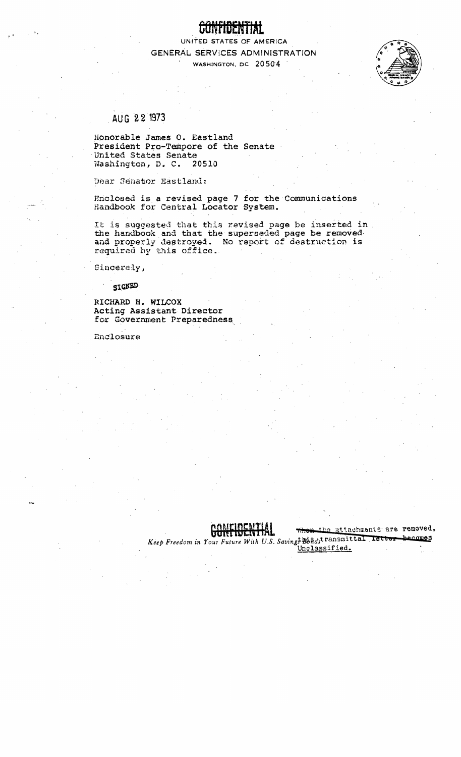**CONFIDENTIAL**

UNITED STATES OF AMERICA
GENERAL SERVICES ADMINISTRATION
WASHINGTON, DC 20504

AUG 22 1973

Honorable James O. Eastland
President Pro-Tempore of the Senate
United States Senate
Washington, D. C. 20510

Dear Senator Eastland:

Enclosed is a revised page 7 for the Communications Handbook for Central Locator System.

It is suggested that this revised page be inserted in the handbook and that the superseded page be removed and properly destroyed. No report of destruction is required by this office.

Sincerely,

SIGNED

RICHARD H. WILCOX
Acting Assistant Director
for Government Preparedness

Enclosure

**CONFIDENTIAL**

~~When~~ the attachments are removed, this transmittal ~~letter becomes~~ Unclassified.

*Keep Freedom in Your Future With U.S. Savings Bonds*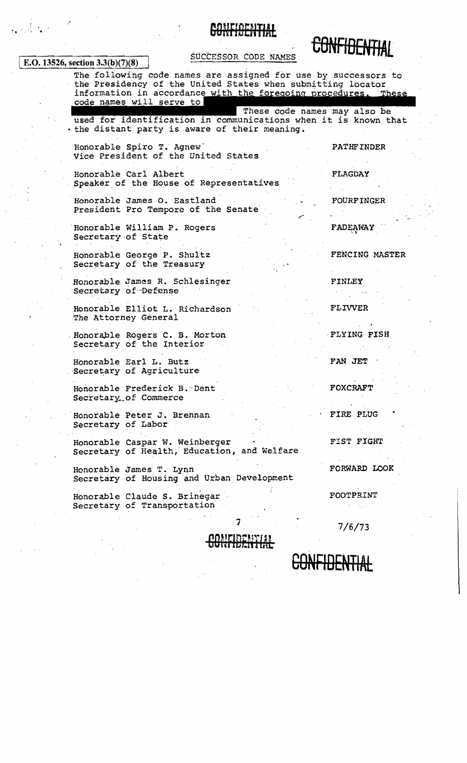CONFIDENTIAL

CONFIDENTIAL

E.O. 13526, section 3.3(b)(7)(8)

## SUCCESSOR CODE NAMES

The following code names are assigned for use by successors to the Presidency of the United States when submitting locator information in accordance with the foregoing procedures. These code names will serve to [redacted] These code names may also be used for identification in communications when it is known that the distant party is aware of their meaning.

| | |
|---|---|
| Honorable Spiro T. Agnew<br>Vice President of the United States | PATHFINDER |
| Honorable Carl Albert<br>Speaker of the House of Representatives | FLAGDAY |
| Honorable James O. Eastland<br>President Pro Tempore of the Senate | FOURFINGER |
| Honorable William P. Rogers<br>Secretary of State | FADEAWAY |
| Honorable George P. Shultz<br>Secretary of the Treasury | FENCING MASTER |
| Honorable James R. Schlesinger<br>Secretary of Defense | FINLEY |
| Honorable Elliot L. Richardson<br>The Attorney General | FLIVVER |
| Honorable Rogers C. B. Morton<br>Secretary of the Interior | FLYING FISH |
| Honorable Earl L. Butz<br>Secretary of Agriculture | FAN JET |
| Honorable Frederick B. Dent<br>Secretary of Commerce | FOXCRAFT |
| Honorable Peter J. Brennan<br>Secretary of Labor | FIRE PLUG |
| Honorable Caspar W. Weinberger<br>Secretary of Health, Education, and Welfare | FIST FIGHT |
| Honorable James T. Lynn<br>Secretary of Housing and Urban Development | FORWARD LOOK |
| Honorable Claude S. Brinegar<br>Secretary of Transportation | FOOTPRINT |

7/6/73

CONFIDENTIAL

CONFIDENTIAL